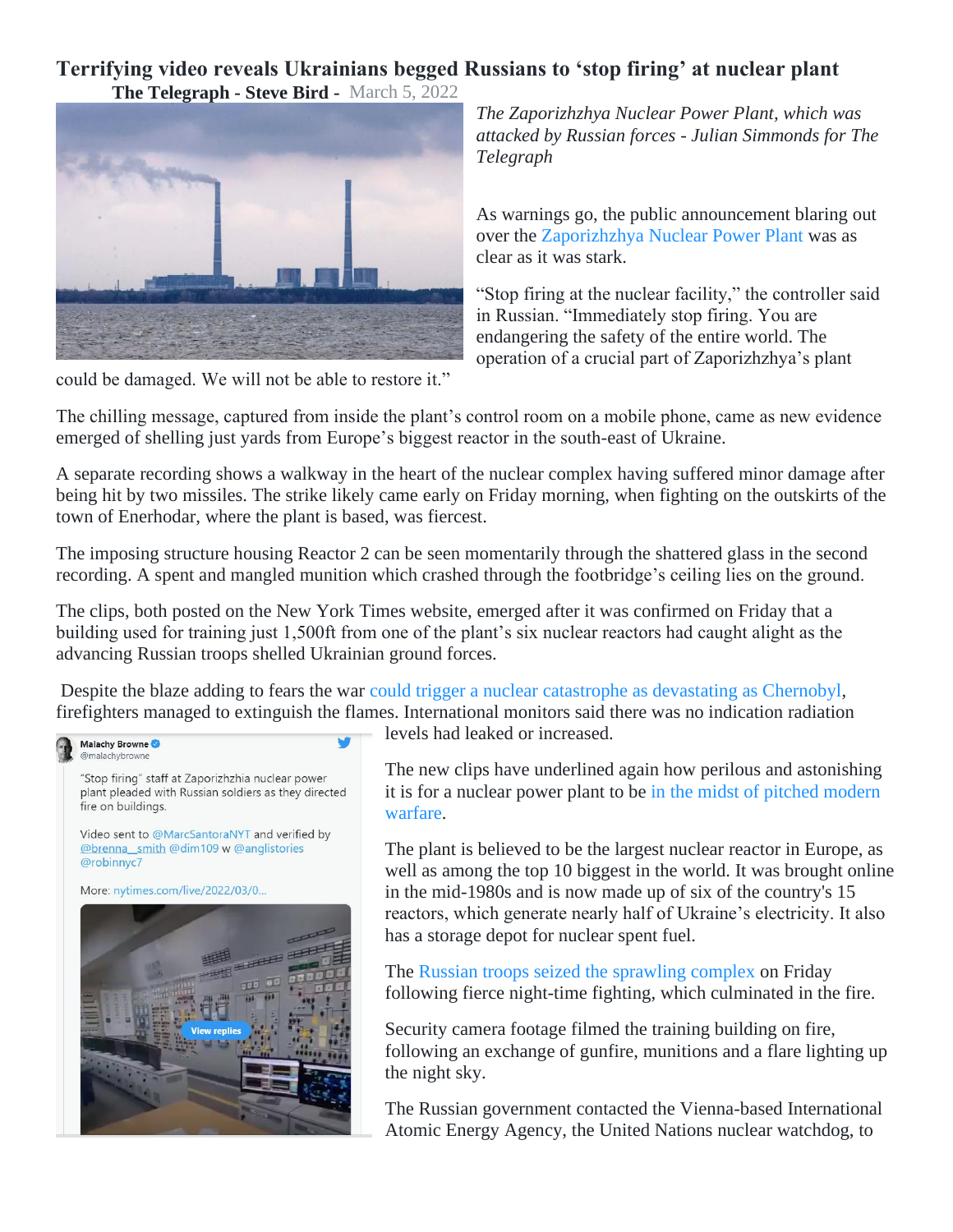# Terrifying video reveals Ukrainians begged Russians to 'stop firing' at nuclear plant

**The Telegraph - Steve Bird -** March 5, 2022

*The Zaporizhzhya Nuclear Power Plant, which was attacked by Russian forces - Julian Simmonds for The Telegraph*

As warnings go, the public announcement blaring out over the Zaporizhzhya Nuclear Power Plant was as clear as it was stark.

"Stop firing at the nuclear facility," the controller said in Russian. "Immediately stop firing. You are endangering the safety of the entire world. The operation of a crucial part of Zaporizhzhya's plant could be damaged. We will not be able to restore it."

The chilling message, captured from inside the plant's control room on a mobile phone, came as new evidence emerged of shelling just yards from Europe's biggest reactor in the south-east of Ukraine.

A separate recording shows a walkway in the heart of the nuclear complex having suffered minor damage after being hit by two missiles. The strike likely came early on Friday morning, when fighting on the outskirts of the town of Enerhodar, where the plant is based, was fiercest.

The imposing structure housing Reactor 2 can be seen momentarily through the shattered glass in the second recording. A spent and mangled munition which crashed through the footbridge's ceiling lies on the ground.

The clips, both posted on the New York Times website, emerged after it was confirmed on Friday that a building used for training just 1,500ft from one of the plant's six nuclear reactors had caught alight as the advancing Russian troops shelled Ukrainian ground forces.

Despite the blaze adding to fears the war could trigger a nuclear catastrophe as devastating as Chernobyl, firefighters managed to extinguish the flames. International monitors said there was no indication radiation levels had leaked or increased.

Malachy Browne @malachybrowne

"Stop firing" staff at Zaporizhzhia nuclear power plant pleaded with Russian soldiers as they directed fire on buildings.

Video sent to @MarcSantoraNYT and verified by @brenna__smith @dim109 w @anglistories @robinnyc7

More: nytimes.com/live/2022/03/0...

The new clips have underlined again how perilous and astonishing it is for a nuclear power plant to be in the midst of pitched modern warfare.

The plant is believed to be the largest nuclear reactor in Europe, as well as among the top 10 biggest in the world. It was brought online in the mid-1980s and is now made up of six of the country's 15 reactors, which generate nearly half of Ukraine's electricity. It also has a storage depot for nuclear spent fuel.

The Russian troops seized the sprawling complex on Friday following fierce night-time fighting, which culminated in the fire.

Security camera footage filmed the training building on fire, following an exchange of gunfire, munitions and a flare lighting up the night sky.

The Russian government contacted the Vienna-based International Atomic Energy Agency, the United Nations nuclear watchdog, to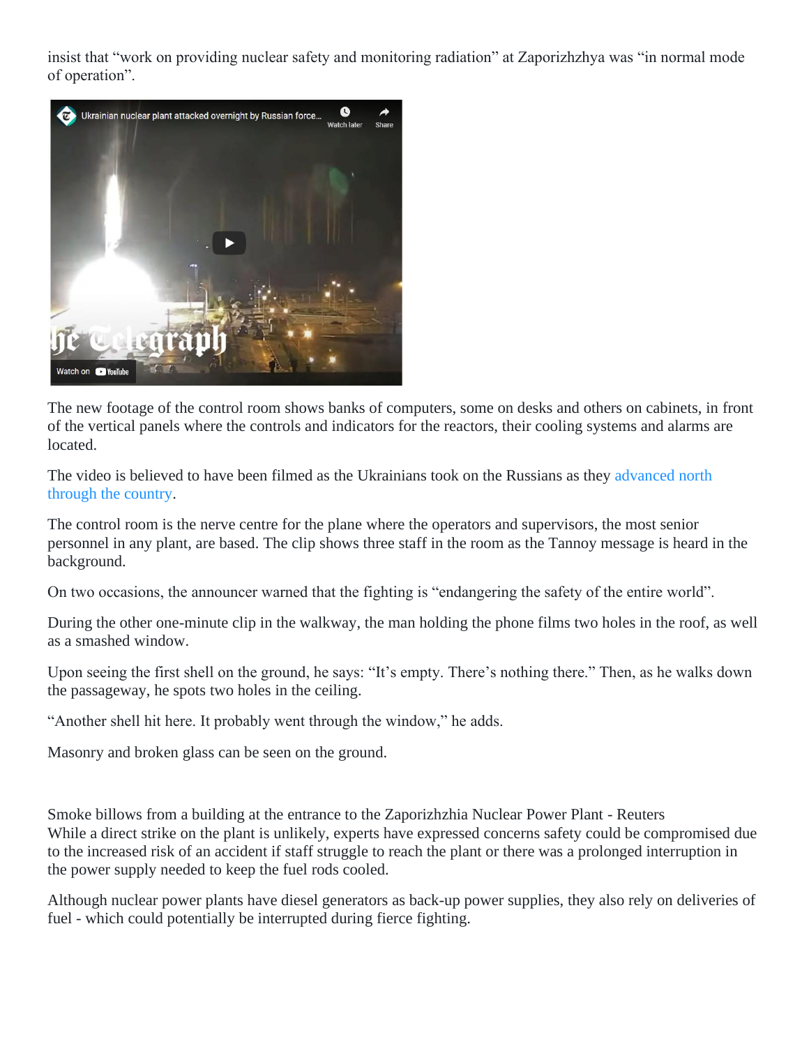insist that "work on providing nuclear safety and monitoring radiation" at Zaporizhzhya was "in normal mode of operation".

The new footage of the control room shows banks of computers, some on desks and others on cabinets, in front of the vertical panels where the controls and indicators for the reactors, their cooling systems and alarms are located.

The video is believed to have been filmed as the Ukrainians took on the Russians as they advanced north through the country.

The control room is the nerve centre for the plane where the operators and supervisors, the most senior personnel in any plant, are based. The clip shows three staff in the room as the Tannoy message is heard in the background.

On two occasions, the announcer warned that the fighting is "endangering the safety of the entire world".

During the other one-minute clip in the walkway, the man holding the phone films two holes in the roof, as well as a smashed window.

Upon seeing the first shell on the ground, he says: "It's empty. There's nothing there." Then, as he walks down the passageway, he spots two holes in the ceiling.

"Another shell hit here. It probably went through the window," he adds.

Masonry and broken glass can be seen on the ground.

Smoke billows from a building at the entrance to the Zaporizhzhia Nuclear Power Plant - Reuters

While a direct strike on the plant is unlikely, experts have expressed concerns safety could be compromised due to the increased risk of an accident if staff struggle to reach the plant or there was a prolonged interruption in the power supply needed to keep the fuel rods cooled.

Although nuclear power plants have diesel generators as back-up power supplies, they also rely on deliveries of fuel - which could potentially be interrupted during fierce fighting.